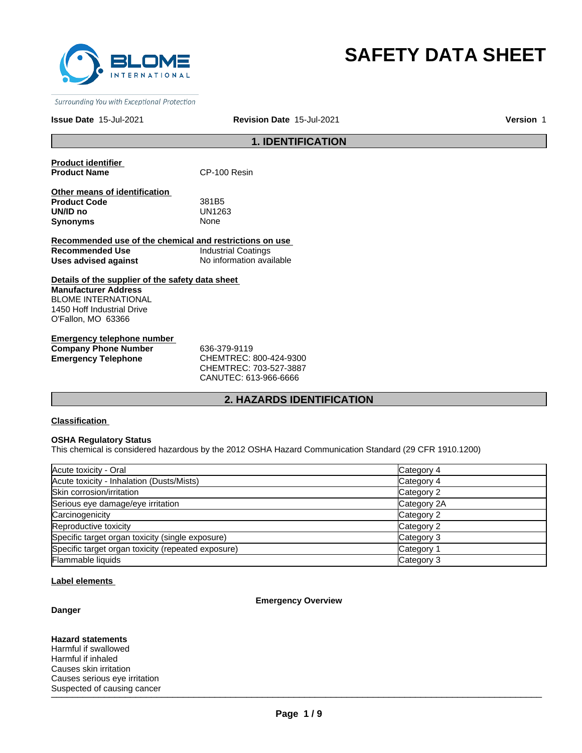Surrounding You with Exceptional Protection

# SAFETY DATA SHEET

**Issue Date** 15-Jul-2021 **Revision Date** 15-Jul-2021 **Version** 1

## 1. IDENTIFICATION

**Product identifier**

**Product Name** CP-100 Resin

**Other means of identification**

**Product Code** 381B5
**UN/ID no** UN1263
**Synonyms** None

**Recommended use of the chemical and restrictions on use**

**Recommended Use** Industrial Coatings
**Uses advised against** No information available

**Details of the supplier of the safety data sheet**

**Manufacturer Address**
BLOME INTERNATIONAL
1450 Hoff Industrial Drive
O'Fallon, MO 63366

**Emergency telephone number**

**Company Phone Number** 636-379-9119
**Emergency Telephone** CHEMTREC: 800-424-9300
CHEMTREC: 703-527-3887
CANUTEC: 613-966-6666

## 2. HAZARDS IDENTIFICATION

**Classification**

**OSHA Regulatory Status**
This chemical is considered hazardous by the 2012 OSHA Hazard Communication Standard (29 CFR 1910.1200)

| Hazard class | Category |
| --- | --- |
| Acute toxicity - Oral | Category 4 |
| Acute toxicity - Inhalation (Dusts/Mists) | Category 4 |
| Skin corrosion/irritation | Category 2 |
| Serious eye damage/eye irritation | Category 2A |
| Carcinogenicity | Category 2 |
| Reproductive toxicity | Category 2 |
| Specific target organ toxicity (single exposure) | Category 3 |
| Specific target organ toxicity (repeated exposure) | Category 1 |
| Flammable liquids | Category 3 |

**Label elements**

**Emergency Overview**

**Danger**

**Hazard statements**
Harmful if swallowed
Harmful if inhaled
Causes skin irritation
Causes serious eye irritation
Suspected of causing cancer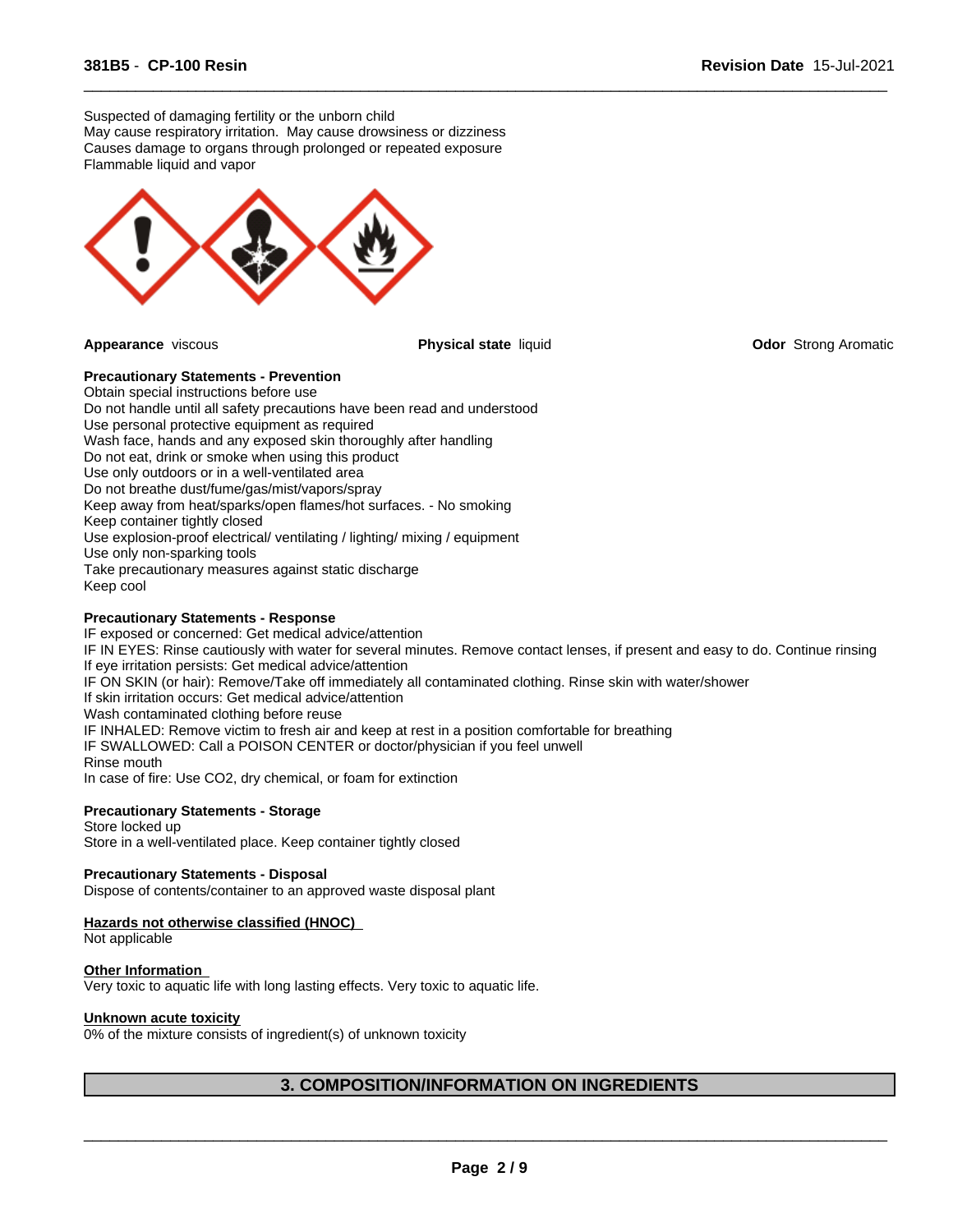Suspected of damaging fertility or the unborn child
May cause respiratory irritation. May cause drowsiness or dizziness
Causes damage to organs through prolonged or repeated exposure
Flammable liquid and vapor

**Appearance** viscous **Physical state** liquid **Odor** Strong Aromatic

**Precautionary Statements - Prevention**
Obtain special instructions before use
Do not handle until all safety precautions have been read and understood
Use personal protective equipment as required
Wash face, hands and any exposed skin thoroughly after handling
Do not eat, drink or smoke when using this product
Use only outdoors or in a well-ventilated area
Do not breathe dust/fume/gas/mist/vapors/spray
Keep away from heat/sparks/open flames/hot surfaces. - No smoking
Keep container tightly closed
Use explosion-proof electrical/ ventilating / lighting/ mixing / equipment
Use only non-sparking tools
Take precautionary measures against static discharge
Keep cool

**Precautionary Statements - Response**
IF exposed or concerned: Get medical advice/attention
IF IN EYES: Rinse cautiously with water for several minutes. Remove contact lenses, if present and easy to do. Continue rinsing
If eye irritation persists: Get medical advice/attention
IF ON SKIN (or hair): Remove/Take off immediately all contaminated clothing. Rinse skin with water/shower
If skin irritation occurs: Get medical advice/attention
Wash contaminated clothing before reuse
IF INHALED: Remove victim to fresh air and keep at rest in a position comfortable for breathing
IF SWALLOWED: Call a POISON CENTER or doctor/physician if you feel unwell
Rinse mouth
In case of fire: Use CO2, dry chemical, or foam for extinction

**Precautionary Statements - Storage**
Store locked up
Store in a well-ventilated place. Keep container tightly closed

**Precautionary Statements - Disposal**
Dispose of contents/container to an approved waste disposal plant

**Hazards not otherwise classified (HNOC)**
Not applicable

**Other Information**
Very toxic to aquatic life with long lasting effects. Very toxic to aquatic life.

**Unknown acute toxicity**
0% of the mixture consists of ingredient(s) of unknown toxicity

## 3. COMPOSITION/INFORMATION ON INGREDIENTS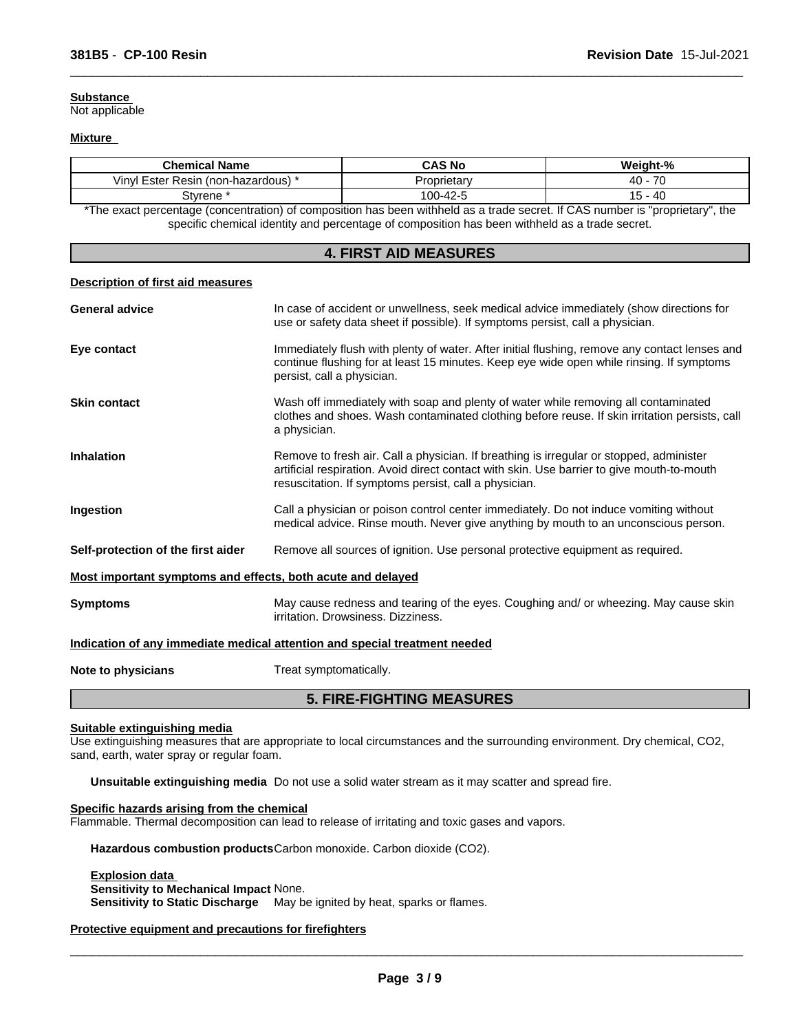**Substance**
Not applicable

**Mixture**

| Chemical Name | CAS No | Weight-% |
|---|---|---|
| Vinyl Ester Resin (non-hazardous) * | Proprietary | 40 - 70 |
| Styrene * | 100-42-5 | 15 - 40 |

*The exact percentage (concentration) of composition has been withheld as a trade secret. If CAS number is "proprietary", the specific chemical identity and percentage of composition has been withheld as a trade secret.

## 4. FIRST AID MEASURES

**Description of first aid measures**

**General advice** In case of accident or unwellness, seek medical advice immediately (show directions for use or safety data sheet if possible). If symptoms persist, call a physician.

**Eye contact** Immediately flush with plenty of water. After initial flushing, remove any contact lenses and continue flushing for at least 15 minutes. Keep eye wide open while rinsing. If symptoms persist, call a physician.

**Skin contact** Wash off immediately with soap and plenty of water while removing all contaminated clothes and shoes. Wash contaminated clothing before reuse. If skin irritation persists, call a physician.

**Inhalation** Remove to fresh air. Call a physician. If breathing is irregular or stopped, administer artificial respiration. Avoid direct contact with skin. Use barrier to give mouth-to-mouth resuscitation. If symptoms persist, call a physician.

**Ingestion** Call a physician or poison control center immediately. Do not induce vomiting without medical advice. Rinse mouth. Never give anything by mouth to an unconscious person.

**Self-protection of the first aider** Remove all sources of ignition. Use personal protective equipment as required.

**Most important symptoms and effects, both acute and delayed**

**Symptoms** May cause redness and tearing of the eyes. Coughing and/ or wheezing. May cause skin irritation. Drowsiness. Dizziness.

**Indication of any immediate medical attention and special treatment needed**

**Note to physicians** Treat symptomatically.

## 5. FIRE-FIGHTING MEASURES

**Suitable extinguishing media**
Use extinguishing measures that are appropriate to local circumstances and the surrounding environment. Dry chemical, $CO_2$, sand, earth, water spray or regular foam.

**Unsuitable extinguishing media** Do not use a solid water stream as it may scatter and spread fire.

**Specific hazards arising from the chemical**
Flammable. Thermal decomposition can lead to release of irritating and toxic gases and vapors.

**Hazardous combustion products** Carbon monoxide. Carbon dioxide ($CO_2$).

**Explosion data**
**Sensitivity to Mechanical Impact** None.
**Sensitivity to Static Discharge** May be ignited by heat, sparks or flames.

**Protective equipment and precautions for firefighters**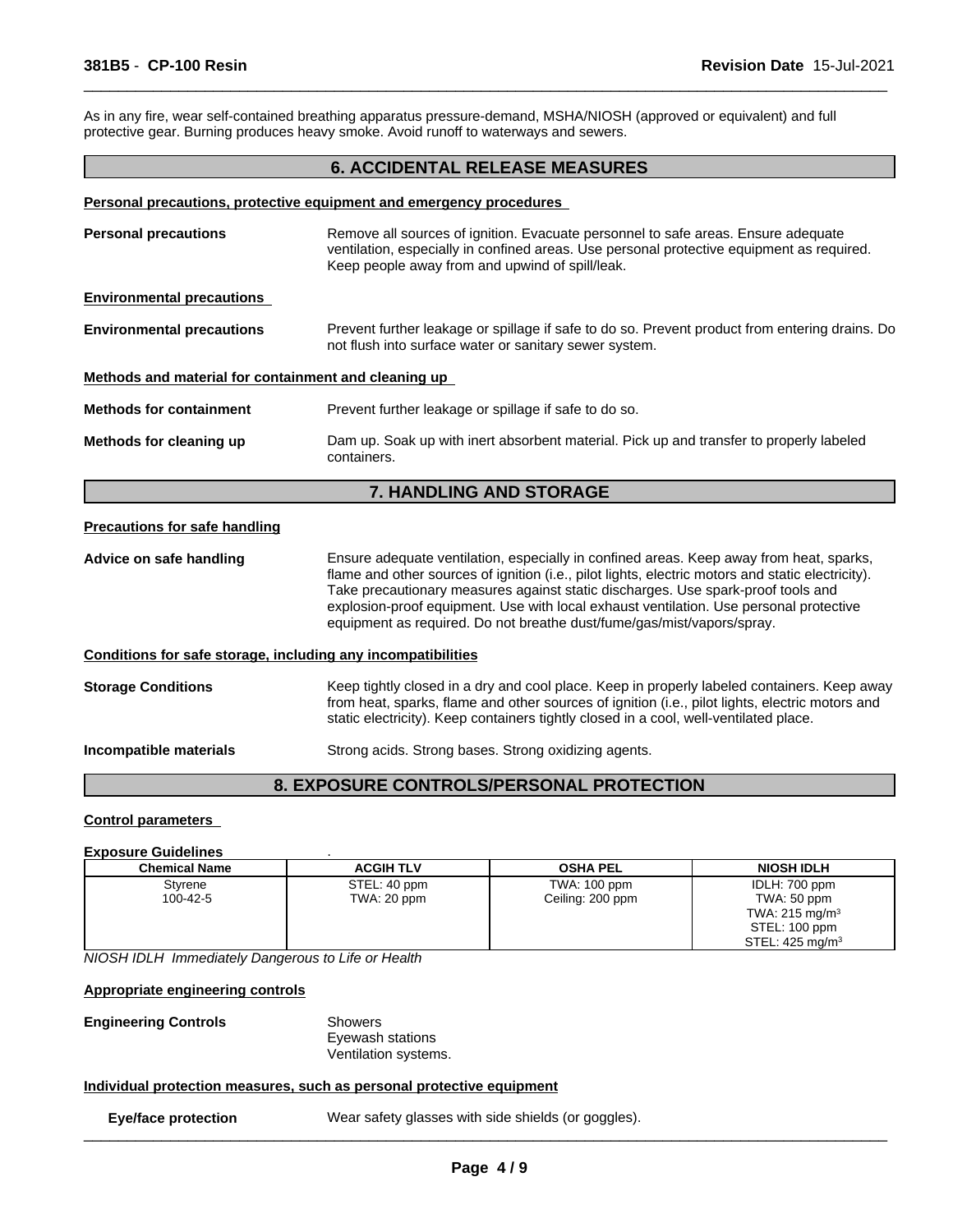As in any fire, wear self-contained breathing apparatus pressure-demand, MSHA/NIOSH (approved or equivalent) and full protective gear. Burning produces heavy smoke. Avoid runoff to waterways and sewers.

## 6. ACCIDENTAL RELEASE MEASURES

**Personal precautions, protective equipment and emergency procedures**

**Personal precautions** — Remove all sources of ignition. Evacuate personnel to safe areas. Ensure adequate ventilation, especially in confined areas. Use personal protective equipment as required. Keep people away from and upwind of spill/leak.

**Environmental precautions**

**Environmental precautions** — Prevent further leakage or spillage if safe to do so. Prevent product from entering drains. Do not flush into surface water or sanitary sewer system.

**Methods and material for containment and cleaning up**

**Methods for containment** — Prevent further leakage or spillage if safe to do so.

**Methods for cleaning up** — Dam up. Soak up with inert absorbent material. Pick up and transfer to properly labeled containers.

## 7. HANDLING AND STORAGE

**Precautions for safe handling**

**Advice on safe handling** — Ensure adequate ventilation, especially in confined areas. Keep away from heat, sparks, flame and other sources of ignition (i.e., pilot lights, electric motors and static electricity). Take precautionary measures against static discharges. Use spark-proof tools and explosion-proof equipment. Use with local exhaust ventilation. Use personal protective equipment as required. Do not breathe dust/fume/gas/mist/vapors/spray.

**Conditions for safe storage, including any incompatibilities**

**Storage Conditions** — Keep tightly closed in a dry and cool place. Keep in properly labeled containers. Keep away from heat, sparks, flame and other sources of ignition (i.e., pilot lights, electric motors and static electricity). Keep containers tightly closed in a cool, well-ventilated place.

**Incompatible materials** — Strong acids. Strong bases. Strong oxidizing agents.

## 8. EXPOSURE CONTROLS/PERSONAL PROTECTION

**Control parameters**

**Exposure Guidelines** .

| Chemical Name | ACGIH TLV | OSHA PEL | NIOSH IDLH |
|---|---|---|---|
| Styrene<br>100-42-5 | STEL: 40 ppm<br>TWA: 20 ppm | TWA: 100 ppm<br>Ceiling: 200 ppm | IDLH: 700 ppm<br>TWA: 50 ppm<br>TWA: 215 mg/m$^3$<br>STEL: 100 ppm<br>STEL: 425 mg/m$^3$ |

*NIOSH IDLH Immediately Dangerous to Life or Health*

**Appropriate engineering controls**

**Engineering Controls** — Showers
Eyewash stations
Ventilation systems.

**Individual protection measures, such as personal protective equipment**

**Eye/face protection** — Wear safety glasses with side shields (or goggles).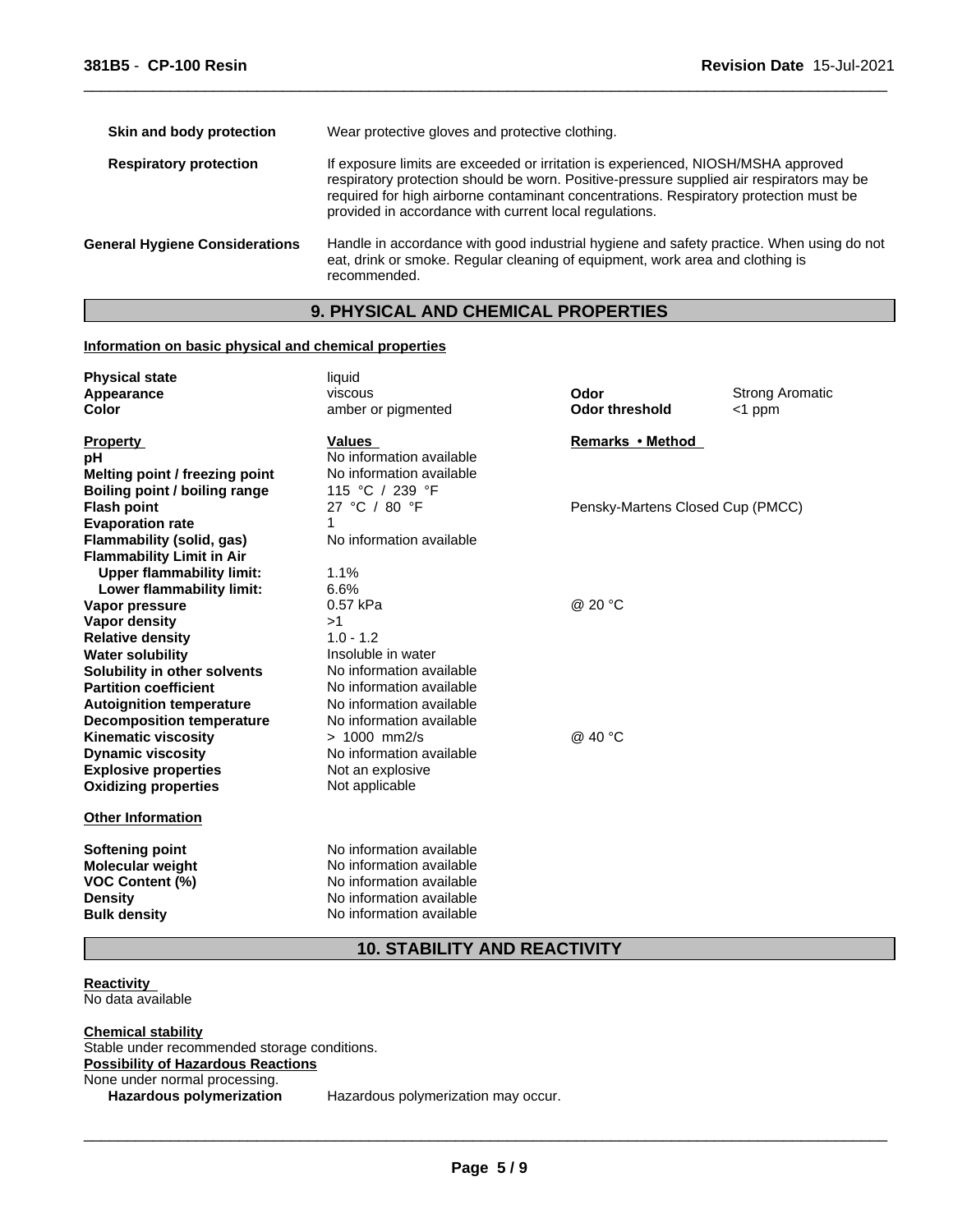| | |
|---|---|
| **Skin and body protection** | Wear protective gloves and protective clothing. |
| **Respiratory protection** | If exposure limits are exceeded or irritation is experienced, NIOSH/MSHA approved respiratory protection should be worn. Positive-pressure supplied air respirators may be required for high airborne contaminant concentrations. Respiratory protection must be provided in accordance with current local regulations. |
| **General Hygiene Considerations** | Handle in accordance with good industrial hygiene and safety practice. When using do not eat, drink or smoke. Regular cleaning of equipment, work area and clothing is recommended. |

## 9. PHYSICAL AND CHEMICAL PROPERTIES

**Information on basic physical and chemical properties**

| | | | |
|---|---|---|---|
| **Physical state** | liquid | | |
| **Appearance** | viscous | **Odor** | Strong Aromatic |
| **Color** | amber or pigmented | **Odor threshold** | <1 ppm |

| **Property** | **Values** | **Remarks • Method** |
|---|---|---|
| **pH** | No information available | |
| **Melting point / freezing point** | No information available | |
| **Boiling point / boiling range** | 115 °C / 239 °F | |
| **Flash point** | 27 °C / 80 °F | Pensky-Martens Closed Cup (PMCC) |
| **Evaporation rate** | 1 | |
| **Flammability (solid, gas)** | No information available | |
| **Flammability Limit in Air** | | |
| **Upper flammability limit:** | 1.1% | |
| **Lower flammability limit:** | 6.6% | |
| **Vapor pressure** | 0.57 kPa | @ 20 °C |
| **Vapor density** | >1 | |
| **Relative density** | 1.0 - 1.2 | |
| **Water solubility** | Insoluble in water | |
| **Solubility in other solvents** | No information available | |
| **Partition coefficient** | No information available | |
| **Autoignition temperature** | No information available | |
| **Decomposition temperature** | No information available | |
| **Kinematic viscosity** | > 1000 mm2/s | @ 40 °C |
| **Dynamic viscosity** | No information available | |
| **Explosive properties** | Not an explosive | |
| **Oxidizing properties** | Not applicable | |

**Other Information**

| | |
|---|---|
| **Softening point** | No information available |
| **Molecular weight** | No information available |
| **VOC Content (%)** | No information available |
| **Density** | No information available |
| **Bulk density** | No information available |

## 10. STABILITY AND REACTIVITY

**Reactivity**
No data available

**Chemical stability**
Stable under recommended storage conditions.

**Possibility of Hazardous Reactions**
None under normal processing.

**Hazardous polymerization** Hazardous polymerization may occur.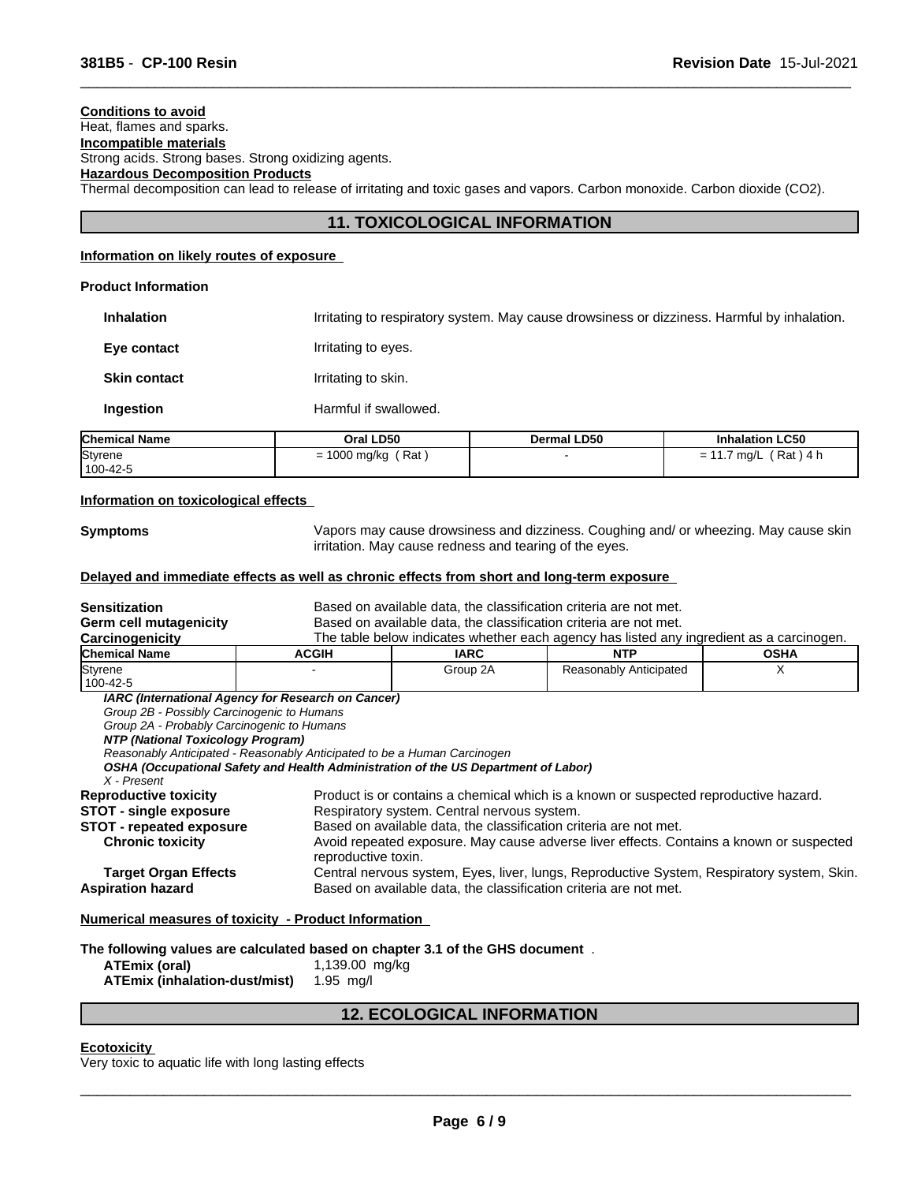**Conditions to avoid**
Heat, flames and sparks.

**Incompatible materials**
Strong acids. Strong bases. Strong oxidizing agents.

**Hazardous Decomposition Products**
Thermal decomposition can lead to release of irritating and toxic gases and vapors. Carbon monoxide. Carbon dioxide ($CO_2$).

## 11. TOXICOLOGICAL INFORMATION

**Information on likely routes of exposure**

**Product Information**

**Inhalation** Irritating to respiratory system. May cause drowsiness or dizziness. Harmful by inhalation.

**Eye contact** Irritating to eyes.

**Skin contact** Irritating to skin.

**Ingestion** Harmful if swallowed.

| Chemical Name | Oral LD50 | Dermal LD50 | Inhalation LC50 |
|---|---|---|---|
| Styrene<br>100-42-5 | = 1000 mg/kg ( Rat ) | - | = 11.7 mg/L ( Rat ) 4 h |

**Information on toxicological effects**

**Symptoms** Vapors may cause drowsiness and dizziness. Coughing and/ or wheezing. May cause skin irritation. May cause redness and tearing of the eyes.

**Delayed and immediate effects as well as chronic effects from short and long-term exposure**

**Sensitization** Based on available data, the classification criteria are not met.
**Germ cell mutagenicity** Based on available data, the classification criteria are not met.
**Carcinogenicity** The table below indicates whether each agency has listed any ingredient as a carcinogen.

| Chemical Name | ACGIH | IARC | NTP | OSHA |
|---|---|---|---|---|
| Styrene<br>100-42-5 | - | Group 2A | Reasonably Anticipated | X |

***IARC (International Agency for Research on Cancer)***
*Group 2B - Possibly Carcinogenic to Humans*
*Group 2A - Probably Carcinogenic to Humans*
***NTP (National Toxicology Program)***
*Reasonably Anticipated - Reasonably Anticipated to be a Human Carcinogen*
***OSHA (Occupational Safety and Health Administration of the US Department of Labor)***
*X - Present*

**Reproductive toxicity** Product is or contains a chemical which is a known or suspected reproductive hazard.
**STOT - single exposure** Respiratory system. Central nervous system.
**STOT - repeated exposure** Based on available data, the classification criteria are not met.
**Chronic toxicity** Avoid repeated exposure. May cause adverse liver effects. Contains a known or suspected reproductive toxin.
**Target Organ Effects** Central nervous system, Eyes, liver, lungs, Reproductive System, Respiratory system, Skin.
**Aspiration hazard** Based on available data, the classification criteria are not met.

**Numerical measures of toxicity - Product Information**

**The following values are calculated based on chapter 3.1 of the GHS document** .
**ATEmix (oral)** 1,139.00 mg/kg
**ATEmix (inhalation-dust/mist)** 1.95 mg/l

## 12. ECOLOGICAL INFORMATION

**Ecotoxicity**
Very toxic to aquatic life with long lasting effects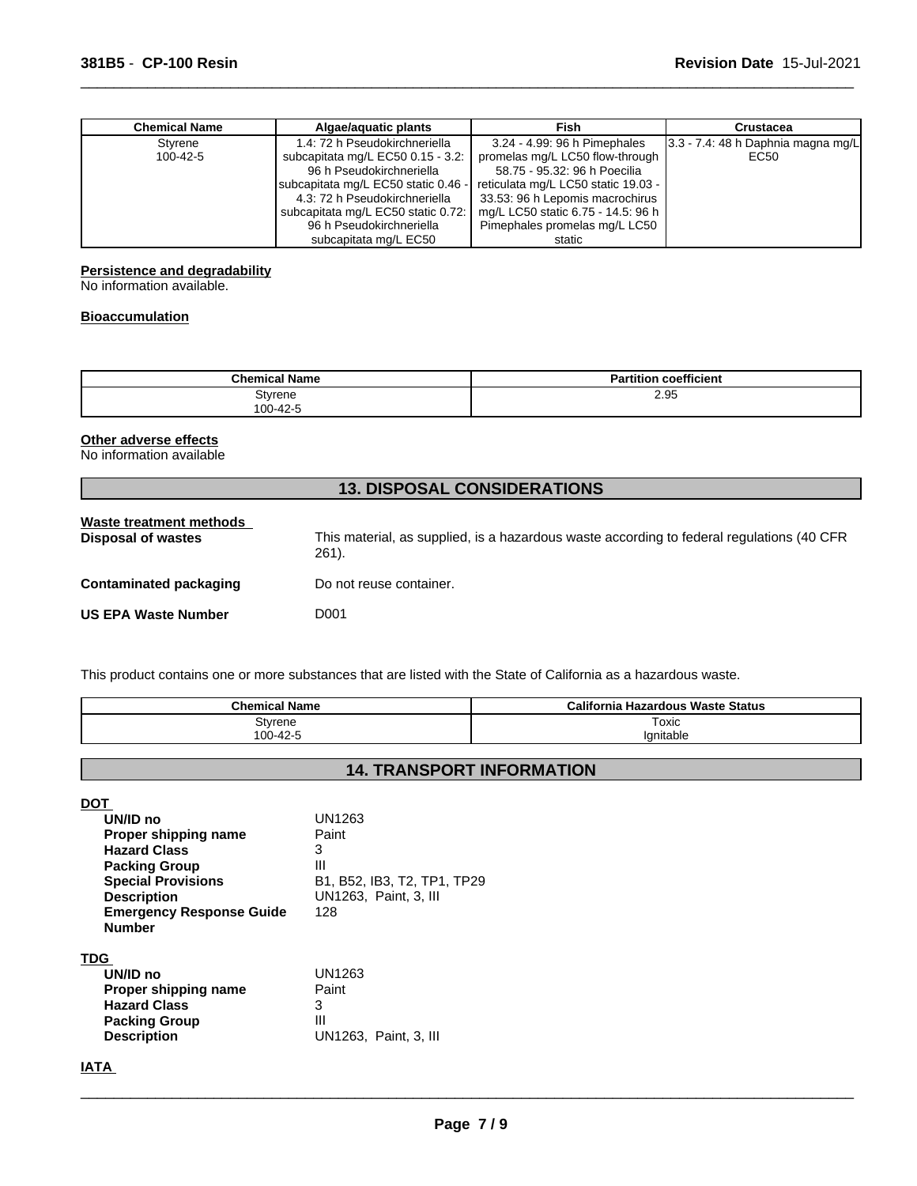| Chemical Name | Algae/aquatic plants | Fish | Crustacea |
| --- | --- | --- | --- |
| Styrene<br>100-42-5 | 1.4: 72 h Pseudokirchneriella subcapitata mg/L EC50 0.15 - 3.2: 96 h Pseudokirchneriella subcapitata mg/L EC50 static 0.46 - 4.3: 72 h Pseudokirchneriella subcapitata mg/L EC50 static 0.72: 96 h Pseudokirchneriella subcapitata mg/L EC50 | 3.24 - 4.99: 96 h Pimephales promelas mg/L LC50 flow-through 58.75 - 95.32: 96 h Poecilia reticulata mg/L LC50 static 19.03 - 33.53: 96 h Lepomis macrochirus mg/L LC50 static 6.75 - 14.5: 96 h Pimephales promelas mg/L LC50 static | 3.3 - 7.4: 48 h Daphnia magna mg/L EC50 |

**Persistence and degradability**

No information available.

**Bioaccumulation**

| Chemical Name | Partition coefficient |
| --- | --- |
| Styrene<br>100-42-5 | 2.95 |

**Other adverse effects**

No information available

## 13. DISPOSAL CONSIDERATIONS

**Waste treatment methods**

**Disposal of wastes** This material, as supplied, is a hazardous waste according to federal regulations (40 CFR 261).

**Contaminated packaging** Do not reuse container.

**US EPA Waste Number** D001

This product contains one or more substances that are listed with the State of California as a hazardous waste.

| Chemical Name | California Hazardous Waste Status |
| --- | --- |
| Styrene<br>100-42-5 | Toxic<br>Ignitable |

## 14. TRANSPORT INFORMATION

**DOT**

**UN/ID no** UN1263
**Proper shipping name** Paint
**Hazard Class** 3
**Packing Group** III
**Special Provisions** B1, B52, IB3, T2, TP1, TP29
**Description** UN1263, Paint, 3, III
**Emergency Response Guide Number** 128

**TDG**

**UN/ID no** UN1263
**Proper shipping name** Paint
**Hazard Class** 3
**Packing Group** III
**Description** UN1263, Paint, 3, III

**IATA**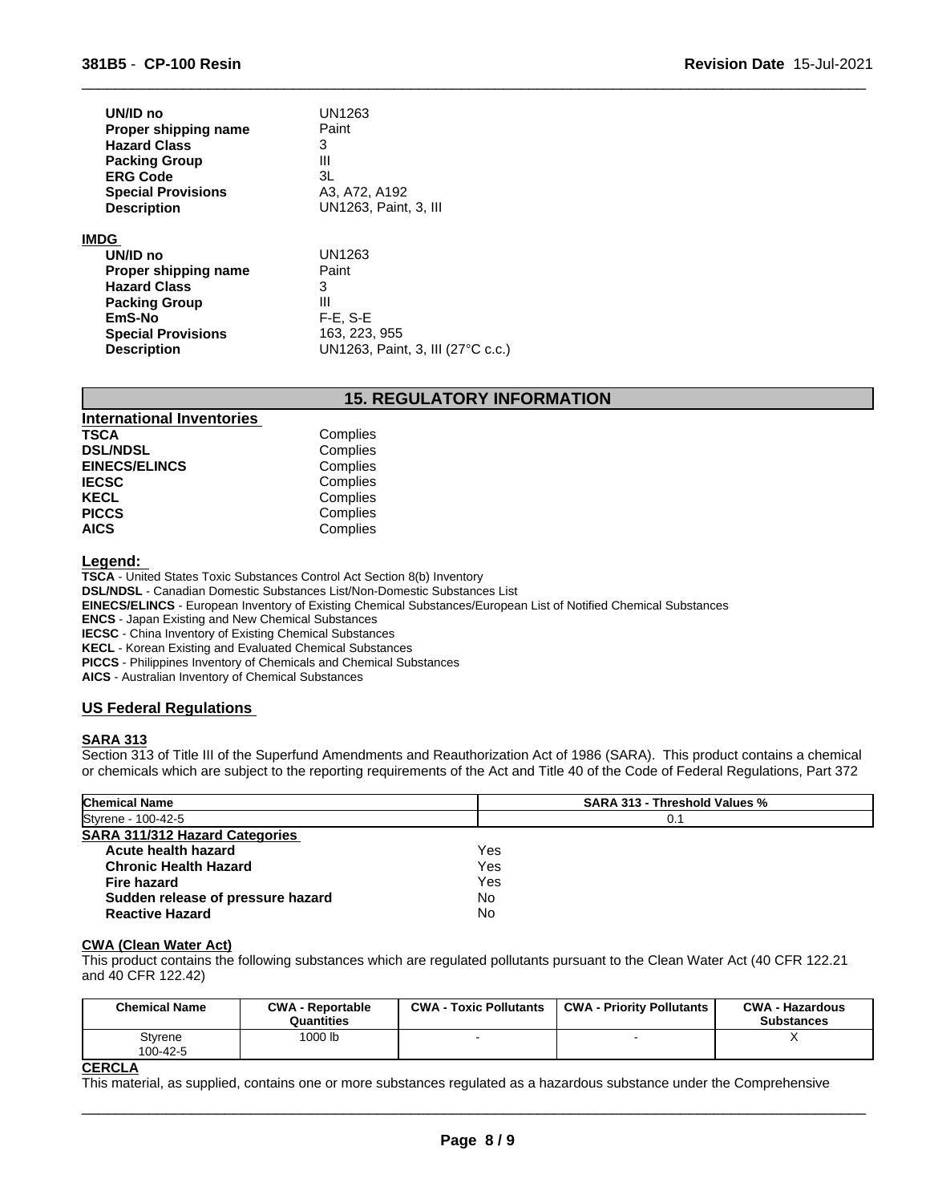| | |
|---|---|
| **UN/ID no** | UN1263 |
| **Proper shipping name** | Paint |
| **Hazard Class** | 3 |
| **Packing Group** | III |
| **ERG Code** | 3L |
| **Special Provisions** | A3, A72, A192 |
| **Description** | UN1263, Paint, 3, III |

**IMDG**

| | |
|---|---|
| **UN/ID no** | UN1263 |
| **Proper shipping name** | Paint |
| **Hazard Class** | 3 |
| **Packing Group** | III |
| **EmS-No** | F-E, S-E |
| **Special Provisions** | 163, 223, 955 |
| **Description** | UN1263, Paint, 3, III (27°C c.c.) |

## 15. REGULATORY INFORMATION

**International Inventories**

| | |
|---|---|
| **TSCA** | Complies |
| **DSL/NDSL** | Complies |
| **EINECS/ELINCS** | Complies |
| **IECSC** | Complies |
| **KECL** | Complies |
| **PICCS** | Complies |
| **AICS** | Complies |

**Legend:**

**TSCA** - United States Toxic Substances Control Act Section 8(b) Inventory
**DSL/NDSL** - Canadian Domestic Substances List/Non-Domestic Substances List
**EINECS/ELINCS** - European Inventory of Existing Chemical Substances/European List of Notified Chemical Substances
**ENCS** - Japan Existing and New Chemical Substances
**IECSC** - China Inventory of Existing Chemical Substances
**KECL** - Korean Existing and Evaluated Chemical Substances
**PICCS** - Philippines Inventory of Chemicals and Chemical Substances
**AICS** - Australian Inventory of Chemical Substances

### US Federal Regulations

**SARA 313**

Section 313 of Title III of the Superfund Amendments and Reauthorization Act of 1986 (SARA). This product contains a chemical or chemicals which are subject to the reporting requirements of the Act and Title 40 of the Code of Federal Regulations, Part 372

| Chemical Name | SARA 313 - Threshold Values % |
|---|---|
| Styrene - 100-42-5 | 0.1 |

**SARA 311/312 Hazard Categories**

| | |
|---|---|
| **Acute health hazard** | Yes |
| **Chronic Health Hazard** | Yes |
| **Fire hazard** | Yes |
| **Sudden release of pressure hazard** | No |
| **Reactive Hazard** | No |

**CWA (Clean Water Act)**

This product contains the following substances which are regulated pollutants pursuant to the Clean Water Act (40 CFR 122.21 and 40 CFR 122.42)

| Chemical Name | CWA - Reportable Quantities | CWA - Toxic Pollutants | CWA - Priority Pollutants | CWA - Hazardous Substances |
|---|---|---|---|---|
| Styrene 100-42-5 | 1000 lb | - | - | X |

**CERCLA**

This material, as supplied, contains one or more substances regulated as a hazardous substance under the Comprehensive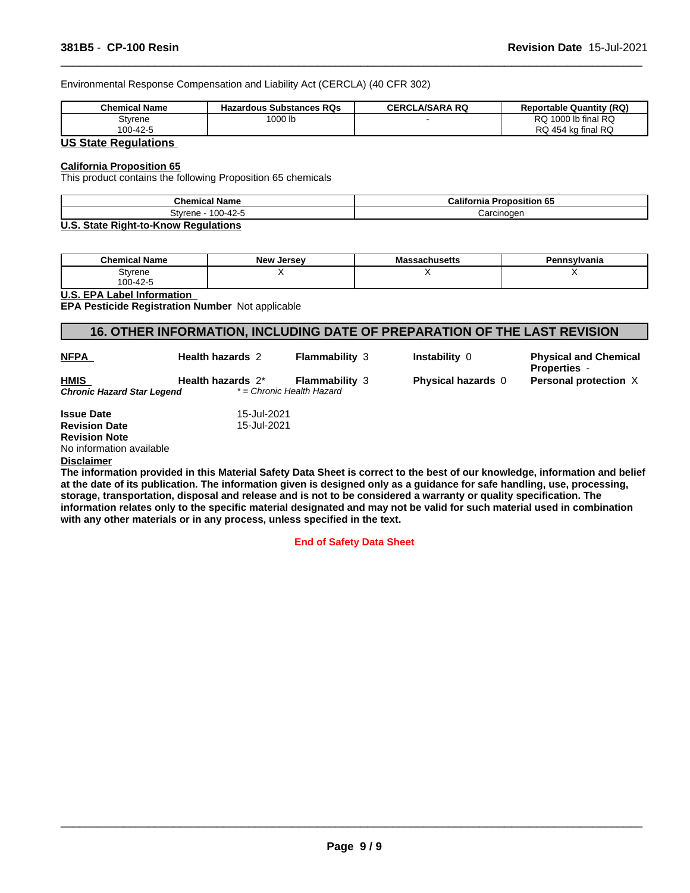Environmental Response Compensation and Liability Act (CERCLA) (40 CFR 302)

| Chemical Name | Hazardous Substances RQs | CERCLA/SARA RQ | Reportable Quantity (RQ) |
|---|---|---|---|
| Styrene<br>100-42-5 | 1000 lb | - | RQ 1000 lb final RQ<br>RQ 454 kg final RQ |

## US State Regulations

### California Proposition 65

This product contains the following Proposition 65 chemicals

| Chemical Name | California Proposition 65 |
|---|---|
| Styrene - 100-42-5 | Carcinogen |

### U.S. State Right-to-Know Regulations

| Chemical Name | New Jersey | Massachusetts | Pennsylvania |
|---|---|---|---|
| Styrene<br>100-42-5 | X | X | X |

### U.S. EPA Label Information

**EPA Pesticide Registration Number** Not applicable

## 16. OTHER INFORMATION, INCLUDING DATE OF PREPARATION OF THE LAST REVISION

| | | | | |
|---|---|---|---|---|
| **NFPA** | **Health hazards** 2 | **Flammability** 3 | **Instability** 0 | **Physical and Chemical Properties** - |
| **HMIS** | **Health hazards** 2* | **Flammability** 3 | **Physical hazards** 0 | **Personal protection** X |

***Chronic Hazard Star Legend*** *\* = Chronic Health Hazard*

**Issue Date** 15-Jul-2021
**Revision Date** 15-Jul-2021
**Revision Note**
No information available

**Disclaimer**

**The information provided in this Material Safety Data Sheet is correct to the best of our knowledge, information and belief at the date of its publication. The information given is designed only as a guidance for safe handling, use, processing, storage, transportation, disposal and release and is not to be considered a warranty or quality specification. The information relates only to the specific material designated and may not be valid for such material used in combination with any other materials or in any process, unless specified in the text.**

**End of Safety Data Sheet**